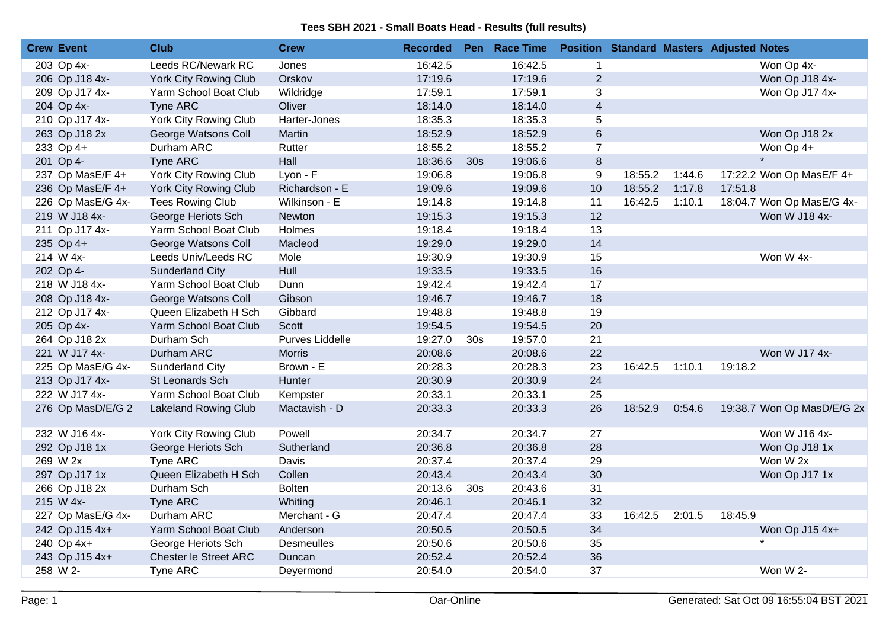# Tees SBH 2021 - Small Boats Head - Results (full results)

| Crew | Event | Club | Crew | Recorded | Pen | Race Time | Position | Standard | Masters | Adjusted | Notes |
|---|---|---|---|---|---|---|---|---|---|---|---|
| 203 | Op 4x- | Leeds RC/Newark RC | Jones | 16:42.5 | | 16:42.5 | 1 | | | | Won Op 4x- |
| 206 | Op J18 4x- | York City Rowing Club | Orskov | 17:19.6 | | 17:19.6 | 2 | | | | Won Op J18 4x- |
| 209 | Op J17 4x- | Yarm School Boat Club | Wildridge | 17:59.1 | | 17:59.1 | 3 | | | | Won Op J17 4x- |
| 204 | Op 4x- | Tyne ARC | Oliver | 18:14.0 | | 18:14.0 | 4 | | | | |
| 210 | Op J17 4x- | York City Rowing Club | Harter-Jones | 18:35.3 | | 18:35.3 | 5 | | | | |
| 263 | Op J18 2x | George Watsons Coll | Martin | 18:52.9 | | 18:52.9 | 6 | | | | Won Op J18 2x |
| 233 | Op 4+ | Durham ARC | Rutter | 18:55.2 | | 18:55.2 | 7 | | | | Won Op 4+ |
| 201 | Op 4- | Tyne ARC | Hall | 18:36.6 | 30s | 19:06.6 | 8 | | | | * |
| 237 | Op MasE/F 4+ | York City Rowing Club | Lyon - F | 19:06.8 | | 19:06.8 | 9 | 18:55.2 | 1:44.6 | 17:22.2 | Won Op MasE/F 4+ |
| 236 | Op MasE/F 4+ | York City Rowing Club | Richardson - E | 19:09.6 | | 19:09.6 | 10 | 18:55.2 | 1:17.8 | 17:51.8 | |
| 226 | Op MasE/G 4x- | Tees Rowing Club | Wilkinson - E | 19:14.8 | | 19:14.8 | 11 | 16:42.5 | 1:10.1 | 18:04.7 | Won Op MasE/G 4x- |
| 219 | W J18 4x- | George Heriots Sch | Newton | 19:15.3 | | 19:15.3 | 12 | | | | Won W J18 4x- |
| 211 | Op J17 4x- | Yarm School Boat Club | Holmes | 19:18.4 | | 19:18.4 | 13 | | | | |
| 235 | Op 4+ | George Watsons Coll | Macleod | 19:29.0 | | 19:29.0 | 14 | | | | |
| 214 | W 4x- | Leeds Univ/Leeds RC | Mole | 19:30.9 | | 19:30.9 | 15 | | | | Won W 4x- |
| 202 | Op 4- | Sunderland City | Hull | 19:33.5 | | 19:33.5 | 16 | | | | |
| 218 | W J18 4x- | Yarm School Boat Club | Dunn | 19:42.4 | | 19:42.4 | 17 | | | | |
| 208 | Op J18 4x- | George Watsons Coll | Gibson | 19:46.7 | | 19:46.7 | 18 | | | | |
| 212 | Op J17 4x- | Queen Elizabeth H Sch | Gibbard | 19:48.8 | | 19:48.8 | 19 | | | | |
| 205 | Op 4x- | Yarm School Boat Club | Scott | 19:54.5 | | 19:54.5 | 20 | | | | |
| 264 | Op J18 2x | Durham Sch | Purves Liddelle | 19:27.0 | 30s | 19:57.0 | 21 | | | | |
| 221 | W J17 4x- | Durham ARC | Morris | 20:08.6 | | 20:08.6 | 22 | | | | Won W J17 4x- |
| 225 | Op MasE/G 4x- | Sunderland City | Brown - E | 20:28.3 | | 20:28.3 | 23 | 16:42.5 | 1:10.1 | 19:18.2 | |
| 213 | Op J17 4x- | St Leonards Sch | Hunter | 20:30.9 | | 20:30.9 | 24 | | | | |
| 222 | W J17 4x- | Yarm School Boat Club | Kempster | 20:33.1 | | 20:33.1 | 25 | | | | |
| 276 | Op MasD/E/G 2 | Lakeland Rowing Club | Mactavish - D | 20:33.3 | | 20:33.3 | 26 | 18:52.9 | 0:54.6 | 19:38.7 | Won Op MasD/E/G 2x |
| 232 | W J16 4x- | York City Rowing Club | Powell | 20:34.7 | | 20:34.7 | 27 | | | | Won W J16 4x- |
| 292 | Op J18 1x | George Heriots Sch | Sutherland | 20:36.8 | | 20:36.8 | 28 | | | | Won Op J18 1x |
| 269 | W 2x | Tyne ARC | Davis | 20:37.4 | | 20:37.4 | 29 | | | | Won W 2x |
| 297 | Op J17 1x | Queen Elizabeth H Sch | Collen | 20:43.4 | | 20:43.4 | 30 | | | | Won Op J17 1x |
| 266 | Op J18 2x | Durham Sch | Bolten | 20:13.6 | 30s | 20:43.6 | 31 | | | | |
| 215 | W 4x- | Tyne ARC | Whiting | 20:46.1 | | 20:46.1 | 32 | | | | |
| 227 | Op MasE/G 4x- | Durham ARC | Merchant - G | 20:47.4 | | 20:47.4 | 33 | 16:42.5 | 2:01.5 | 18:45.9 | |
| 242 | Op J15 4x+ | Yarm School Boat Club | Anderson | 20:50.5 | | 20:50.5 | 34 | | | | Won Op J15 4x+ |
| 240 | Op 4x+ | George Heriots Sch | Desmeulles | 20:50.6 | | 20:50.6 | 35 | | | | * |
| 243 | Op J15 4x+ | Chester le Street ARC | Duncan | 20:52.4 | | 20:52.4 | 36 | | | | |
| 258 | W 2- | Tyne ARC | Deyermond | 20:54.0 | | 20:54.0 | 37 | | | | Won W 2- |

Oar-Online

Generated: Sat Oct 09 16:55:04 BST 2021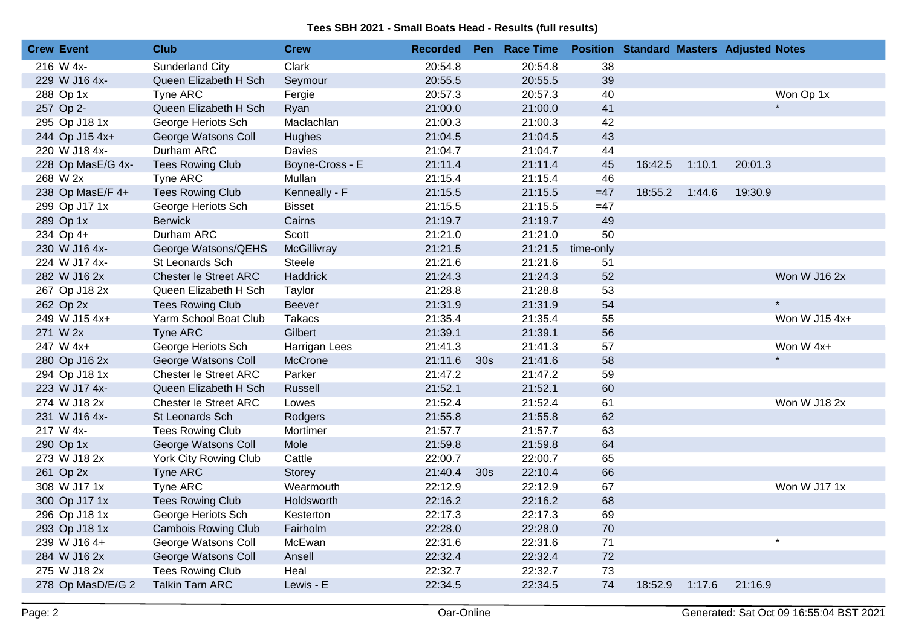**Tees SBH 2021 - Small Boats Head - Results (full results)**

| Crew | Event | Club | Crew | Recorded | Pen | Race Time | Position | Standard | Masters | Adjusted | Notes |
|---|---|---|---|---|---|---|---|---|---|---|---|
| 216 | W 4x- | Sunderland City | Clark | 20:54.8 | | 20:54.8 | 38 | | | | |
| 229 | W J16 4x- | Queen Elizabeth H Sch | Seymour | 20:55.5 | | 20:55.5 | 39 | | | | |
| 288 | Op 1x | Tyne ARC | Fergie | 20:57.3 | | 20:57.3 | 40 | | | | Won Op 1x |
| 257 | Op 2- | Queen Elizabeth H Sch | Ryan | 21:00.0 | | 21:00.0 | 41 | | | | * |
| 295 | Op J18 1x | George Heriots Sch | Maclachlan | 21:00.3 | | 21:00.3 | 42 | | | | |
| 244 | Op J15 4x+ | George Watsons Coll | Hughes | 21:04.5 | | 21:04.5 | 43 | | | | |
| 220 | W J18 4x- | Durham ARC | Davies | 21:04.7 | | 21:04.7 | 44 | | | | |
| 228 | Op MasE/G 4x- | Tees Rowing Club | Boyne-Cross - E | 21:11.4 | | 21:11.4 | 45 | 16:42.5 | 1:10.1 | 20:01.3 | |
| 268 | W 2x | Tyne ARC | Mullan | 21:15.4 | | 21:15.4 | 46 | | | | |
| 238 | Op MasE/F 4+ | Tees Rowing Club | Kenneally - F | 21:15.5 | | 21:15.5 | =47 | 18:55.2 | 1:44.6 | 19:30.9 | |
| 299 | Op J17 1x | George Heriots Sch | Bisset | 21:15.5 | | 21:15.5 | =47 | | | | |
| 289 | Op 1x | Berwick | Cairns | 21:19.7 | | 21:19.7 | 49 | | | | |
| 234 | Op 4+ | Durham ARC | Scott | 21:21.0 | | 21:21.0 | 50 | | | | |
| 230 | W J16 4x- | George Watsons/QEHS | McGillivray | 21:21.5 | | 21:21.5 | time-only | | | | |
| 224 | W J17 4x- | St Leonards Sch | Steele | 21:21.6 | | 21:21.6 | 51 | | | | |
| 282 | W J16 2x | Chester le Street ARC | Haddrick | 21:24.3 | | 21:24.3 | 52 | | | | Won W J16 2x |
| 267 | Op J18 2x | Queen Elizabeth H Sch | Taylor | 21:28.8 | | 21:28.8 | 53 | | | | |
| 262 | Op 2x | Tees Rowing Club | Beever | 21:31.9 | | 21:31.9 | 54 | | | | * |
| 249 | W J15 4x+ | Yarm School Boat Club | Takacs | 21:35.4 | | 21:35.4 | 55 | | | | Won W J15 4x+ |
| 271 | W 2x | Tyne ARC | Gilbert | 21:39.1 | | 21:39.1 | 56 | | | | |
| 247 | W 4x+ | George Heriots Sch | Harrigan Lees | 21:41.3 | | 21:41.3 | 57 | | | | Won W 4x+ |
| 280 | Op J16 2x | George Watsons Coll | McCrone | 21:11.6 | 30s | 21:41.6 | 58 | | | | * |
| 294 | Op J18 1x | Chester le Street ARC | Parker | 21:47.2 | | 21:47.2 | 59 | | | | |
| 223 | W J17 4x- | Queen Elizabeth H Sch | Russell | 21:52.1 | | 21:52.1 | 60 | | | | |
| 274 | W J18 2x | Chester le Street ARC | Lowes | 21:52.4 | | 21:52.4 | 61 | | | | Won W J18 2x |
| 231 | W J16 4x- | St Leonards Sch | Rodgers | 21:55.8 | | 21:55.8 | 62 | | | | |
| 217 | W 4x- | Tees Rowing Club | Mortimer | 21:57.7 | | 21:57.7 | 63 | | | | |
| 290 | Op 1x | George Watsons Coll | Mole | 21:59.8 | | 21:59.8 | 64 | | | | |
| 273 | W J18 2x | York City Rowing Club | Cattle | 22:00.7 | | 22:00.7 | 65 | | | | |
| 261 | Op 2x | Tyne ARC | Storey | 21:40.4 | 30s | 22:10.4 | 66 | | | | |
| 308 | W J17 1x | Tyne ARC | Wearmouth | 22:12.9 | | 22:12.9 | 67 | | | | Won W J17 1x |
| 300 | Op J17 1x | Tees Rowing Club | Holdsworth | 22:16.2 | | 22:16.2 | 68 | | | | |
| 296 | Op J18 1x | George Heriots Sch | Kesterton | 22:17.3 | | 22:17.3 | 69 | | | | |
| 293 | Op J18 1x | Cambois Rowing Club | Fairholm | 22:28.0 | | 22:28.0 | 70 | | | | |
| 239 | W J16 4+ | George Watsons Coll | McEwan | 22:31.6 | | 22:31.6 | 71 | | | | * |
| 284 | W J16 2x | George Watsons Coll | Ansell | 22:32.4 | | 22:32.4 | 72 | | | | |
| 275 | W J18 2x | Tees Rowing Club | Heal | 22:32.7 | | 22:32.7 | 73 | | | | |
| 278 | Op MasD/E/G 2 | Talkin Tarn ARC | Lewis - E | 22:34.5 | | 22:34.5 | 74 | 18:52.9 | 1:17.6 | 21:16.9 | |

Oar-Online

Generated: Sat Oct 09 16:55:04 BST 2021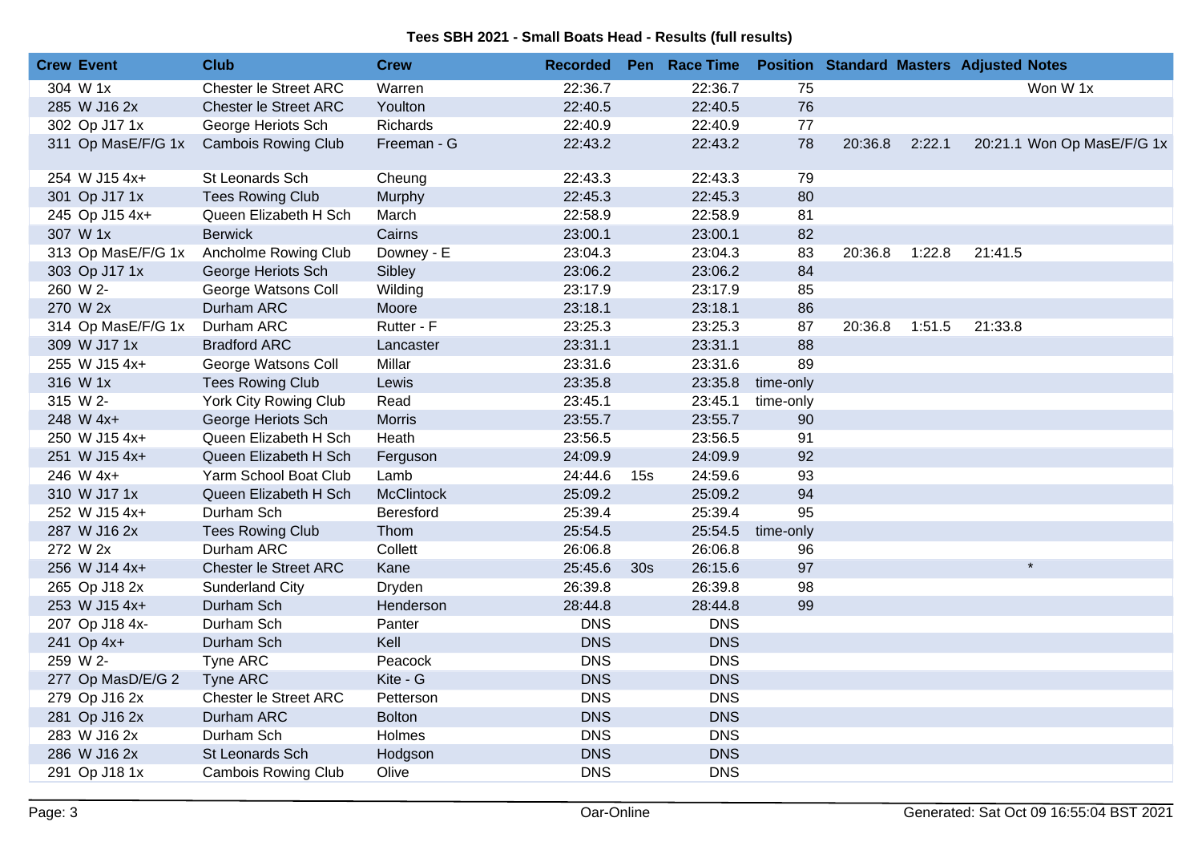**Tees SBH 2021 - Small Boats Head - Results (full results)**

| Crew | Event | Club | Crew | Recorded | Pen | Race Time | Position | Standard | Masters | Adjusted | Notes |
|---|---|---|---|---|---|---|---|---|---|---|---|
| 304 | W 1x | Chester le Street ARC | Warren | 22:36.7 | | 22:36.7 | 75 | | | | Won W 1x |
| 285 | W J16 2x | Chester le Street ARC | Youlton | 22:40.5 | | 22:40.5 | 76 | | | | |
| 302 | Op J17 1x | George Heriots Sch | Richards | 22:40.9 | | 22:40.9 | 77 | | | | |
| 311 | Op MasE/F/G 1x | Cambois Rowing Club | Freeman - G | 22:43.2 | | 22:43.2 | 78 | 20:36.8 | 2:22.1 | 20:21.1 | Won Op MasE/F/G 1x |
| 254 | W J15 4x+ | St Leonards Sch | Cheung | 22:43.3 | | 22:43.3 | 79 | | | | |
| 301 | Op J17 1x | Tees Rowing Club | Murphy | 22:45.3 | | 22:45.3 | 80 | | | | |
| 245 | Op J15 4x+ | Queen Elizabeth H Sch | March | 22:58.9 | | 22:58.9 | 81 | | | | |
| 307 | W 1x | Berwick | Cairns | 23:00.1 | | 23:00.1 | 82 | | | | |
| 313 | Op MasE/F/G 1x | Ancholme Rowing Club | Downey - E | 23:04.3 | | 23:04.3 | 83 | 20:36.8 | 1:22.8 | 21:41.5 | |
| 303 | Op J17 1x | George Heriots Sch | Sibley | 23:06.2 | | 23:06.2 | 84 | | | | |
| 260 | W 2- | George Watsons Coll | Wilding | 23:17.9 | | 23:17.9 | 85 | | | | |
| 270 | W 2x | Durham ARC | Moore | 23:18.1 | | 23:18.1 | 86 | | | | |
| 314 | Op MasE/F/G 1x | Durham ARC | Rutter - F | 23:25.3 | | 23:25.3 | 87 | 20:36.8 | 1:51.5 | 21:33.8 | |
| 309 | W J17 1x | Bradford ARC | Lancaster | 23:31.1 | | 23:31.1 | 88 | | | | |
| 255 | W J15 4x+ | George Watsons Coll | Millar | 23:31.6 | | 23:31.6 | 89 | | | | |
| 316 | W 1x | Tees Rowing Club | Lewis | 23:35.8 | | 23:35.8 | time-only | | | | |
| 315 | W 2- | York City Rowing Club | Read | 23:45.1 | | 23:45.1 | time-only | | | | |
| 248 | W 4x+ | George Heriots Sch | Morris | 23:55.7 | | 23:55.7 | 90 | | | | |
| 250 | W J15 4x+ | Queen Elizabeth H Sch | Heath | 23:56.5 | | 23:56.5 | 91 | | | | |
| 251 | W J15 4x+ | Queen Elizabeth H Sch | Ferguson | 24:09.9 | | 24:09.9 | 92 | | | | |
| 246 | W 4x+ | Yarm School Boat Club | Lamb | 24:44.6 | 15s | 24:59.6 | 93 | | | | |
| 310 | W J17 1x | Queen Elizabeth H Sch | McClintock | 25:09.2 | | 25:09.2 | 94 | | | | |
| 252 | W J15 4x+ | Durham Sch | Beresford | 25:39.4 | | 25:39.4 | 95 | | | | |
| 287 | W J16 2x | Tees Rowing Club | Thom | 25:54.5 | | 25:54.5 | time-only | | | | |
| 272 | W 2x | Durham ARC | Collett | 26:06.8 | | 26:06.8 | 96 | | | | |
| 256 | W J14 4x+ | Chester le Street ARC | Kane | 25:45.6 | 30s | 26:15.6 | 97 | | | | * |
| 265 | Op J18 2x | Sunderland City | Dryden | 26:39.8 | | 26:39.8 | 98 | | | | |
| 253 | W J15 4x+ | Durham Sch | Henderson | 28:44.8 | | 28:44.8 | 99 | | | | |
| 207 | Op J18 4x- | Durham Sch | Panter | DNS | | DNS | | | | | |
| 241 | Op 4x+ | Durham Sch | Kell | DNS | | DNS | | | | | |
| 259 | W 2- | Tyne ARC | Peacock | DNS | | DNS | | | | | |
| 277 | Op MasD/E/G 2 | Tyne ARC | Kite - G | DNS | | DNS | | | | | |
| 279 | Op J16 2x | Chester le Street ARC | Petterson | DNS | | DNS | | | | | |
| 281 | Op J16 2x | Durham ARC | Bolton | DNS | | DNS | | | | | |
| 283 | W J16 2x | Durham Sch | Holmes | DNS | | DNS | | | | | |
| 286 | W J16 2x | St Leonards Sch | Hodgson | DNS | | DNS | | | | | |
| 291 | Op J18 1x | Cambois Rowing Club | Olive | DNS | | DNS | | | | | |

Oar-Online

Generated: Sat Oct 09 16:55:04 BST 2021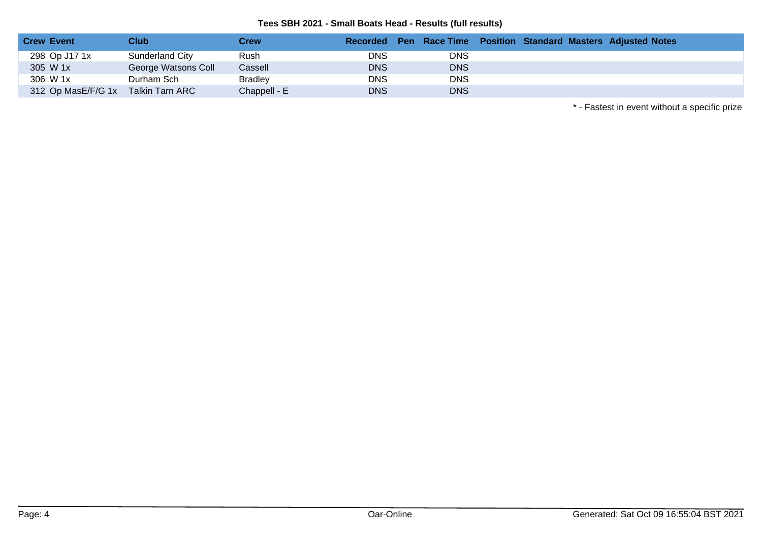**Tees SBH 2021 - Small Boats Head - Results (full results)**

| Crew | Event | Club | Crew | Recorded | Pen | Race Time | Position | Standard | Masters | Adjusted | Notes |
|---|---|---|---|---|---|---|---|---|---|---|---|
| 298 | Op J17 1x | Sunderland City | Rush | DNS | | DNS | | | | | |
| 305 | W 1x | George Watsons Coll | Cassell | DNS | | DNS | | | | | |
| 306 | W 1x | Durham Sch | Bradley | DNS | | DNS | | | | | |
| 312 | Op MasE/F/G 1x | Talkin Tarn ARC | Chappell - E | DNS | | DNS | | | | | |

* - Fastest in event without a specific prize

Oar-Online

Generated: Sat Oct 09 16:55:04 BST 2021